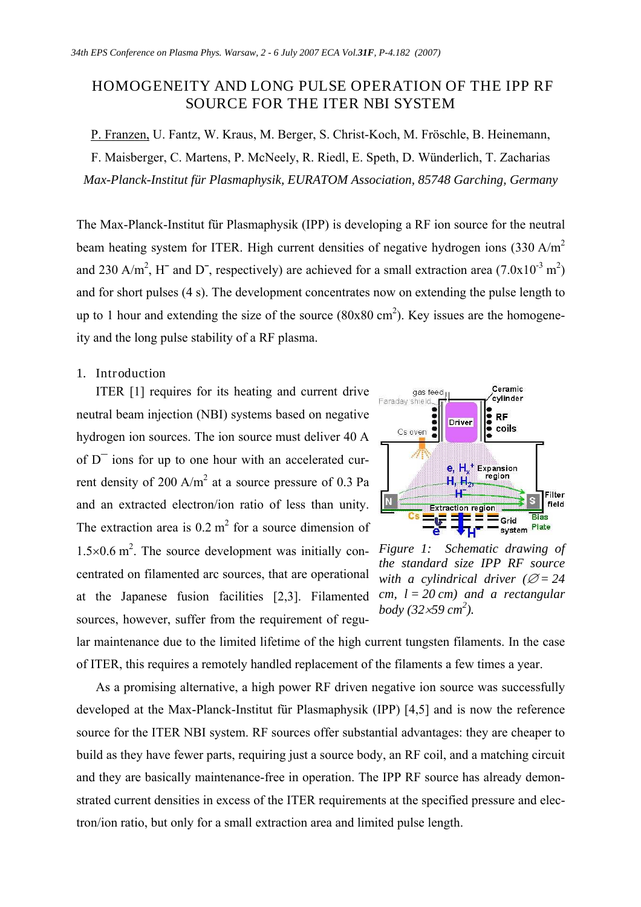# HOMOGENEITY AND LONG PULSE OPERATION OF THE IPP RF SOURCE FOR THE ITER NBI SYSTEM

P. Franzen, U. Fantz, W. Kraus, M. Berger, S. Christ-Koch, M. Fröschle, B. Heinemann, F. Maisberger, C. Martens, P. McNeely, R. Riedl, E. Speth, D. Wünderlich, T. Zacharias

*Max-Planck-Institut für Plasmaphysik, EURATOM Association, 85748 Garching, Germany*

The Max-Planck-Institut für Plasmaphysik (IPP) is developing a RF ion source for the neutral beam heating system for ITER. High current densities of negative hydrogen ions (330 A/m$^2$ and 230 A/m$^2$, $H^-$ and $D^-$, respectively) are achieved for a small extraction area ($7.0 \times 10^{-3}$ m$^2$) and for short pulses (4 s). The development concentrates now on extending the pulse length to up to 1 hour and extending the size of the source (80x80 cm$^2$). Key issues are the homogeneity and the long pulse stability of a RF plasma.

## 1. Introduction

ITER [1] requires for its heating and current drive neutral beam injection (NBI) systems based on negative hydrogen ion sources. The ion source must deliver 40 A of $D^-$ ions for up to one hour with an accelerated current density of 200 A/m$^2$ at a source pressure of 0.3 Pa and an extracted electron/ion ratio of less than unity. The extraction area is 0.2 m$^2$ for a source dimension of $1.5 \times 0.6$ m$^2$. The source development was initially concentrated on filamented arc sources, that are operational at the Japanese fusion facilities [2,3]. Filamented sources, however, suffer from the requirement of regular maintenance due to the limited lifetime of the high current tungsten filaments. In the case of ITER, this requires a remotely handled replacement of the filaments a few times a year.

*Figure 1: Schematic drawing of the standard size IPP RF source with a cylindrical driver ($\varnothing = 24$ cm, $l = 20$ cm) and a rectangular body ($32 \times 59$ cm$^2$).*

As a promising alternative, a high power RF driven negative ion source was successfully developed at the Max-Planck-Institut für Plasmaphysik (IPP) [4,5] and is now the reference source for the ITER NBI system. RF sources offer substantial advantages: they are cheaper to build as they have fewer parts, requiring just a source body, an RF coil, and a matching circuit and they are basically maintenance-free in operation. The IPP RF source has already demonstrated current densities in excess of the ITER requirements at the specified pressure and electron/ion ratio, but only for a small extraction area and limited pulse length.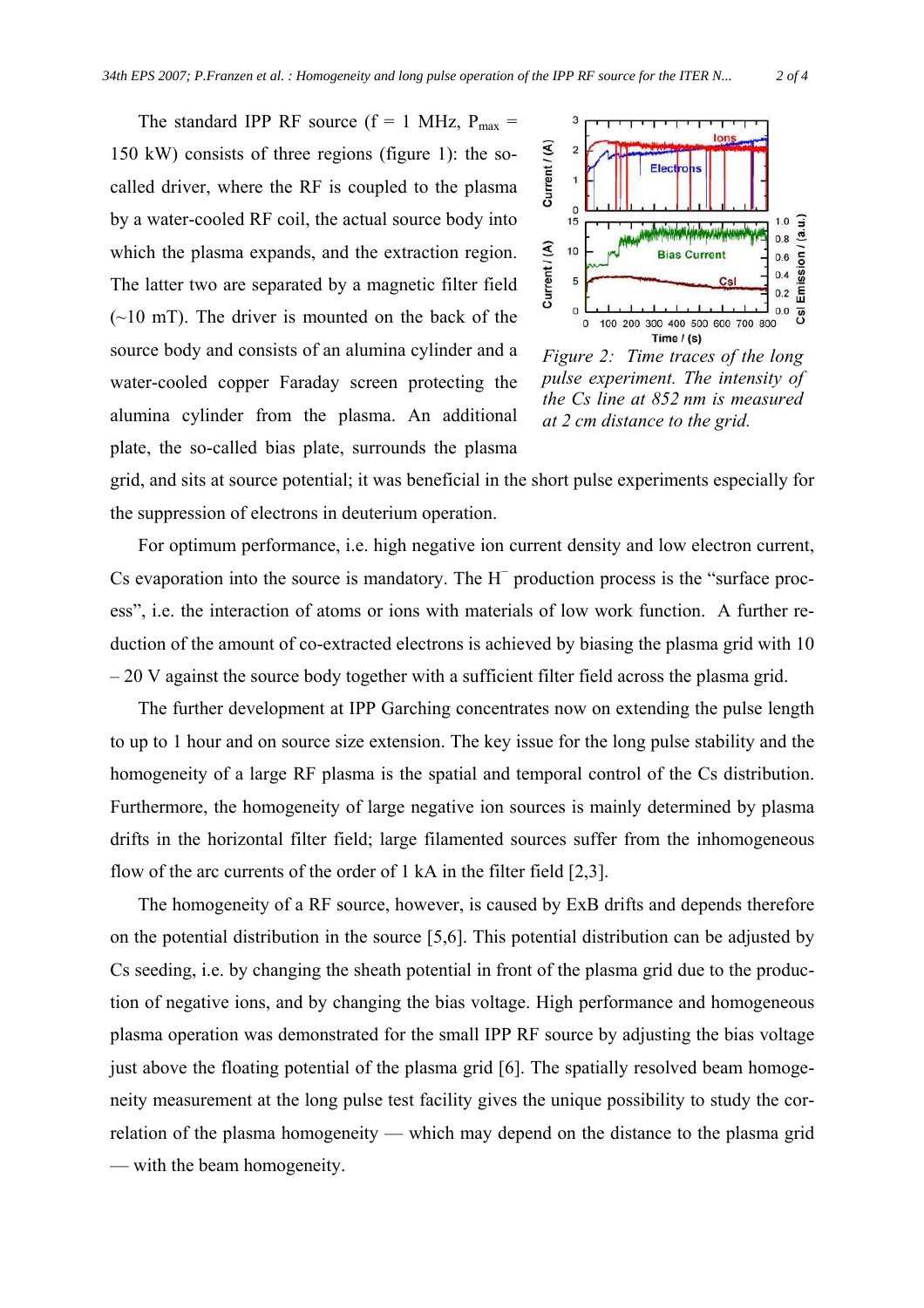The standard IPP RF source (f = 1 MHz, $P_{max}$ = 150 kW) consists of three regions (figure 1): the so-called driver, where the RF is coupled to the plasma by a water-cooled RF coil, the actual source body into which the plasma expands, and the extraction region. The latter two are separated by a magnetic filter field (~10 mT). The driver is mounted on the back of the source body and consists of an alumina cylinder and a water-cooled copper Faraday screen protecting the alumina cylinder from the plasma. An additional plate, the so-called bias plate, surrounds the plasma grid, and sits at source potential; it was beneficial in the short pulse experiments especially for the suppression of electrons in deuterium operation.

*Figure 2: Time traces of the long pulse experiment. The intensity of the Cs line at 852 nm is measured at 2 cm distance to the grid.*

For optimum performance, i.e. high negative ion current density and low electron current, Cs evaporation into the source is mandatory. The $H^-$ production process is the "surface process", i.e. the interaction of atoms or ions with materials of low work function. A further reduction of the amount of co-extracted electrons is achieved by biasing the plasma grid with 10 – 20 V against the source body together with a sufficient filter field across the plasma grid.

The further development at IPP Garching concentrates now on extending the pulse length to up to 1 hour and on source size extension. The key issue for the long pulse stability and the homogeneity of a large RF plasma is the spatial and temporal control of the Cs distribution. Furthermore, the homogeneity of large negative ion sources is mainly determined by plasma drifts in the horizontal filter field; large filamented sources suffer from the inhomogeneous flow of the arc currents of the order of 1 kA in the filter field [2,3].

The homogeneity of a RF source, however, is caused by ExB drifts and depends therefore on the potential distribution in the source [5,6]. This potential distribution can be adjusted by Cs seeding, i.e. by changing the sheath potential in front of the plasma grid due to the production of negative ions, and by changing the bias voltage. High performance and homogeneous plasma operation was demonstrated for the small IPP RF source by adjusting the bias voltage just above the floating potential of the plasma grid [6]. The spatially resolved beam homogeneity measurement at the long pulse test facility gives the unique possibility to study the correlation of the plasma homogeneity — which may depend on the distance to the plasma grid — with the beam homogeneity.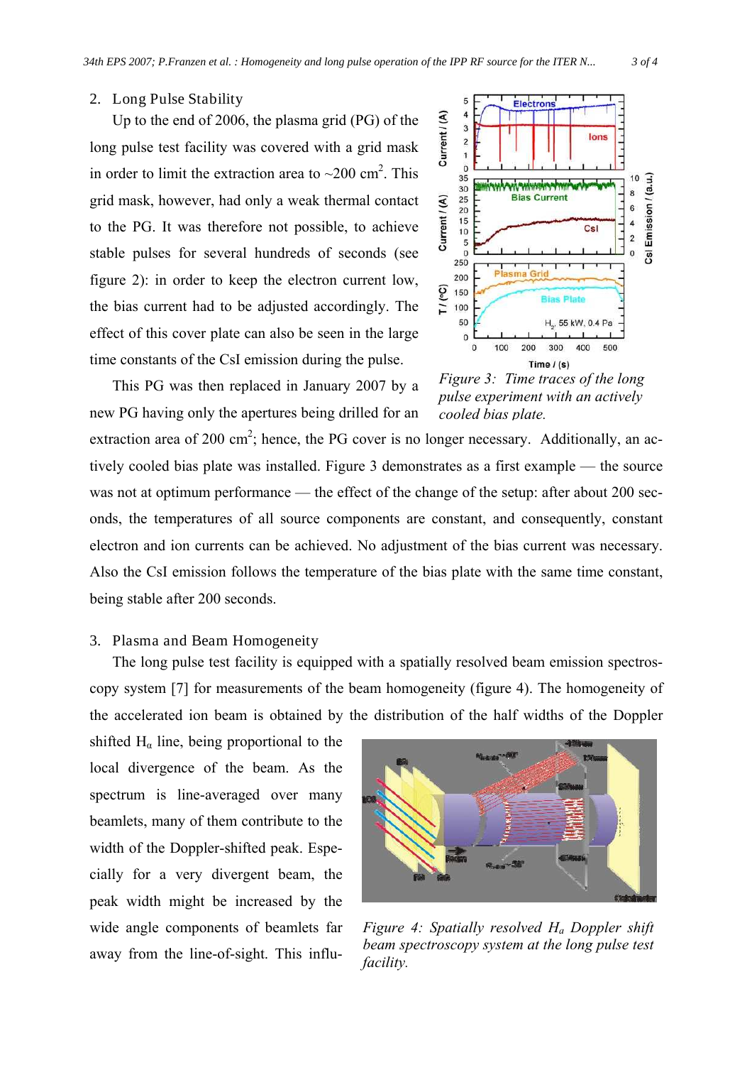## 2. Long Pulse Stability

Up to the end of 2006, the plasma grid (PG) of the long pulse test facility was covered with a grid mask in order to limit the extraction area to ~200 cm$^2$. This grid mask, however, had only a weak thermal contact to the PG. It was therefore not possible, to achieve stable pulses for several hundreds of seconds (see figure 2): in order to keep the electron current low, the bias current had to be adjusted accordingly. The effect of this cover plate can also be seen in the large time constants of the CsI emission during the pulse.

This PG was then replaced in January 2007 by a new PG having only the apertures being drilled for an extraction area of 200 cm$^2$; hence, the PG cover is no longer necessary. Additionally, an actively cooled bias plate was installed. Figure 3 demonstrates as a first example — the source was not at optimum performance — the effect of the change of the setup: after about 200 seconds, the temperatures of all source components are constant, and consequently, constant electron and ion currents can be achieved. No adjustment of the bias current was necessary. Also the CsI emission follows the temperature of the bias plate with the same time constant, being stable after 200 seconds.

*Figure 3: Time traces of the long pulse experiment with an actively cooled bias plate.*

## 3. Plasma and Beam Homogeneity

The long pulse test facility is equipped with a spatially resolved beam emission spectroscopy system [7] for measurements of the beam homogeneity (figure 4). The homogeneity of the accelerated ion beam is obtained by the distribution of the half widths of the Doppler shifted $H_\alpha$ line, being proportional to the local divergence of the beam. As the spectrum is line-averaged over many beamlets, many of them contribute to the width of the Doppler-shifted peak. Especially for a very divergent beam, the peak width might be increased by the wide angle components of beamlets far away from the line-of-sight. This influ-

*Figure 4: Spatially resolved $H_\alpha$ Doppler shift beam spectroscopy system at the long pulse test facility.*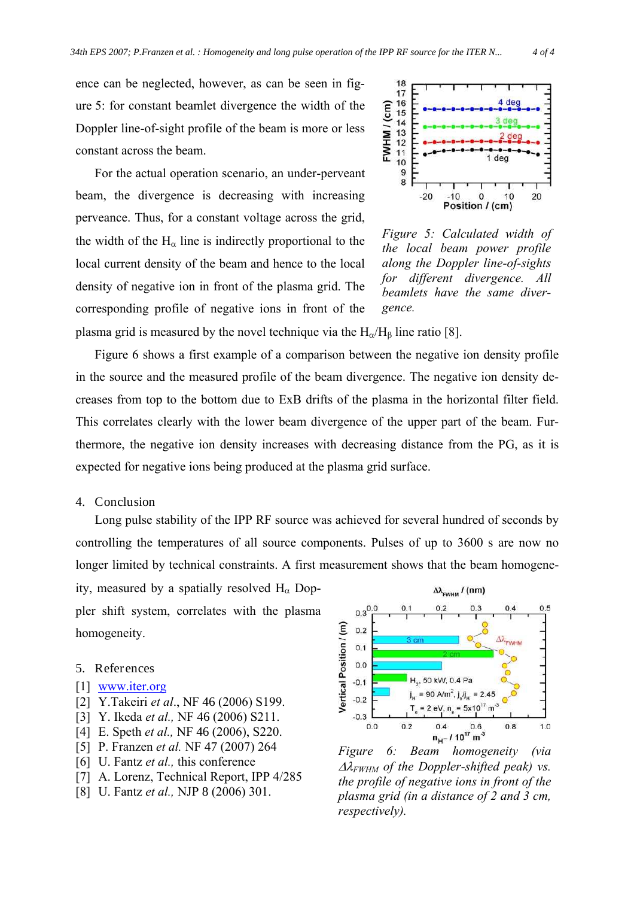ence can be neglected, however, as can be seen in figure 5: for constant beamlet divergence the width of the Doppler line-of-sight profile of the beam is more or less constant across the beam.

For the actual operation scenario, an under-perveant beam, the divergence is decreasing with increasing perveance. Thus, for a constant voltage across the grid, the width of the $H_\alpha$ line is indirectly proportional to the local current density of the beam and hence to the local density of negative ion in front of the plasma grid. The corresponding profile of negative ions in front of the plasma grid is measured by the novel technique via the $H_\alpha/H_\beta$ line ratio [8].

FWHM / (cm)
18
17
16
15
14
13
12
11
10
9
8
4 deg
3 deg
2 deg
1 deg
-20 -10 0 10 20
Position / (cm)

*Figure 5: Calculated width of the local beam power profile along the Doppler line-of-sights for different divergence. All beamlets have the same divergence.*

Figure 6 shows a first example of a comparison between the negative ion density profile in the source and the measured profile of the beam divergence. The negative ion density decreases from top to the bottom due to ExB drifts of the plasma in the horizontal filter field. This correlates clearly with the lower beam divergence of the upper part of the beam. Furthermore, the negative ion density increases with decreasing distance from the PG, as it is expected for negative ions being produced at the plasma grid surface.

4. Conclusion

Long pulse stability of the IPP RF source was achieved for several hundred of seconds by controlling the temperatures of all source components. Pulses of up to 3600 s are now no longer limited by technical constraints. A first measurement shows that the beam homogeneity, measured by a spatially resolved $H_\alpha$ Doppler shift system, correlates with the plasma homogeneity.

5. References

[1] www.iter.org
[2] Y.Takeiri *et al*., NF 46 (2006) S199.
[3] Y. Ikeda *et al.,* NF 46 (2006) S211.
[4] E. Speth *et al.,* NF 46 (2006), S220.
[5] P. Franzen *et al.* NF 47 (2007) 264
[6] U. Fantz *et al.,* this conference
[7] A. Lorenz, Technical Report, IPP 4/285
[8] U. Fantz *et al.,* NJP 8 (2006) 301.

$\Delta\lambda_{FWHM}$ / (nm)
0.0 0.1 0.2 0.3 0.4 0.5
Vertical Position / (m)
0.3
0.2
0.1
0.0
-0.1
-0.2
-0.3
3 cm
2 cm
$\Delta\lambda_{FWHM}$
$H_2$, 50 kW, 0.4 Pa
$j_H$ = 90 A/m$^2$, $j_e/j_H$ = 2.45
$T_e$ = 2 eV, $n_e$ = 5x10$^{17}$ m$^{-3}$
0.0 0.2 0.4 0.6 0.8 1.0
$n_{H^-}$ / 10$^{17}$ m$^{-3}$

*Figure 6: Beam homogeneity (via $\Delta\lambda_{FWHM}$ of the Doppler-shifted peak) vs. the profile of negative ions in front of the plasma grid (in a distance of 2 and 3 cm, respectively).*